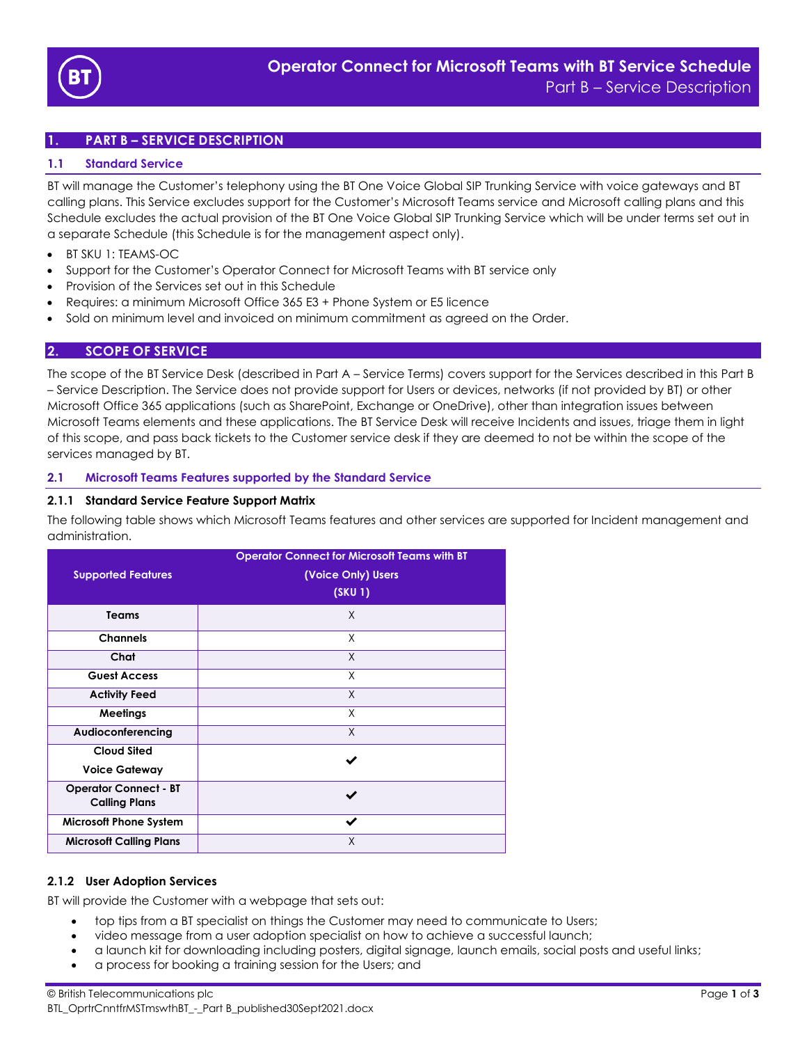# Operator Connect for Microsoft Teams with BT Service Schedule

Part B – Service Description

## 1. PART B – SERVICE DESCRIPTION

### 1.1 Standard Service

BT will manage the Customer's telephony using the BT One Voice Global SIP Trunking Service with voice gateways and BT calling plans. This Service excludes support for the Customer's Microsoft Teams service and Microsoft calling plans and this Schedule excludes the actual provision of the BT One Voice Global SIP Trunking Service which will be under terms set out in a separate Schedule (this Schedule is for the management aspect only).

- BT SKU 1: TEAMS-OC
- Support for the Customer's Operator Connect for Microsoft Teams with BT service only
- Provision of the Services set out in this Schedule
- Requires: a minimum Microsoft Office 365 E3 + Phone System or E5 licence
- Sold on minimum level and invoiced on minimum commitment as agreed on the Order.

## 2. SCOPE OF SERVICE

The scope of the BT Service Desk (described in Part A – Service Terms) covers support for the Services described in this Part B – Service Description. The Service does not provide support for Users or devices, networks (if not provided by BT) or other Microsoft Office 365 applications (such as SharePoint, Exchange or OneDrive), other than integration issues between Microsoft Teams elements and these applications. The BT Service Desk will receive Incidents and issues, triage them in light of this scope, and pass back tickets to the Customer service desk if they are deemed to not be within the scope of the services managed by BT.

### 2.1 Microsoft Teams Features supported by the Standard Service

#### 2.1.1 Standard Service Feature Support Matrix

The following table shows which Microsoft Teams features and other services are supported for Incident management and administration.

| Supported Features | Operator Connect for Microsoft Teams with BT (Voice Only) Users (SKU 1) |
|---|---|
| Teams | X |
| Channels | X |
| Chat | X |
| Guest Access | X |
| Activity Feed | X |
| Meetings | X |
| Audioconferencing | X |
| Cloud Sited Voice Gateway | ✔ |
| Operator Connect - BT Calling Plans | ✔ |
| Microsoft Phone System | ✔ |
| Microsoft Calling Plans | X |

#### 2.1.2 User Adoption Services

BT will provide the Customer with a webpage that sets out:

- top tips from a BT specialist on things the Customer may need to communicate to Users;
- video message from a user adoption specialist on how to achieve a successful launch;
- a launch kit for downloading including posters, digital signage, launch emails, social posts and useful links;
- a process for booking a training session for the Users; and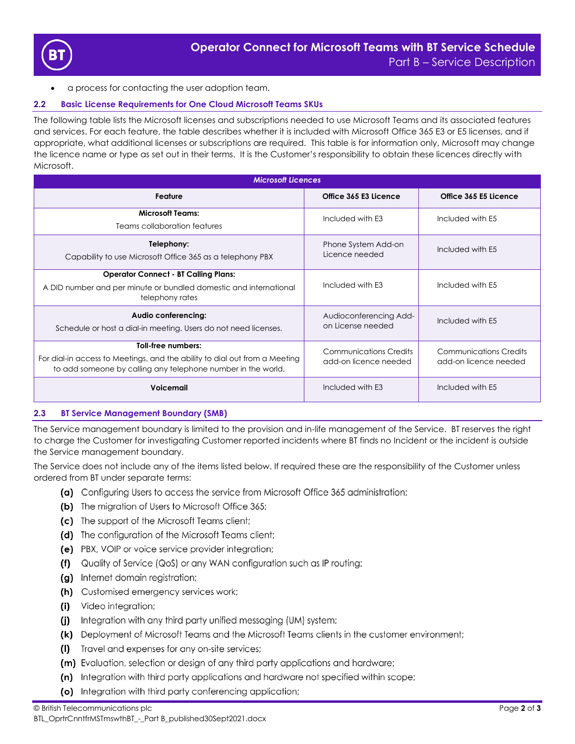- a process for contacting the user adoption team.

### 2.2 Basic License Requirements for One Cloud Microsoft Teams SKUs

The following table lists the Microsoft licenses and subscriptions needed to use Microsoft Teams and its associated features and services. For each feature, the table describes whether it is included with Microsoft Office 365 E3 or E5 licenses, and if appropriate, what additional licenses or subscriptions are required. This table is for information only, Microsoft may change the licence name or type as set out in their terms. It is the Customer's responsibility to obtain these licences directly with Microsoft.

| *Microsoft Licences* | | |
|---|---|---|
| **Feature** | **Office 365 E3 Licence** | **Office 365 E5 Licence** |
| **Microsoft Teams:** Teams collaboration features | Included with E3 | Included with E5 |
| **Telephony:** Capability to use Microsoft Office 365 as a telephony PBX | Phone System Add-on Licence needed | Included with E5 |
| **Operator Connect - BT Calling Plans:** A DID number and per minute or bundled domestic and international telephony rates | Included with E3 | Included with E5 |
| **Audio conferencing:** Schedule or host a dial-in meeting. Users do not need licenses. | Audioconferencing Add-on License needed | Included with E5 |
| **Toll-free numbers:** For dial-in access to Meetings, and the ability to dial out from a Meeting to add someone by calling any telephone number in the world. | Communications Credits add-on licence needed | Communications Credits add-on licence needed |
| **Voicemail** | Included with E3 | Included with E5 |

### 2.3 BT Service Management Boundary (SMB)

The Service management boundary is limited to the provision and in-life management of the Service. BT reserves the right to charge the Customer for investigating Customer reported incidents where BT finds no Incident or the incident is outside the Service management boundary.

The Service does not include any of the items listed below. If required these are the responsibility of the Customer unless ordered from BT under separate terms:

(a) Configuring Users to access the service from Microsoft Office 365 administration;
(b) The migration of Users to Microsoft Office 365;
(c) The support of the Microsoft Teams client;
(d) The configuration of the Microsoft Teams client;
(e) PBX, VOIP or voice service provider integration;
(f) Quality of Service (QoS) or any WAN configuration such as IP routing;
(g) Internet domain registration;
(h) Customised emergency services work;
(i) Video integration;
(j) Integration with any third party unified messaging (UM) system;
(k) Deployment of Microsoft Teams and the Microsoft Teams clients in the customer environment;
(l) Travel and expenses for any on-site services;
(m) Evaluation, selection or design of any third party applications and hardware;
(n) Integration with third party applications and hardware not specified within scope;
(o) Integration with third party conferencing application;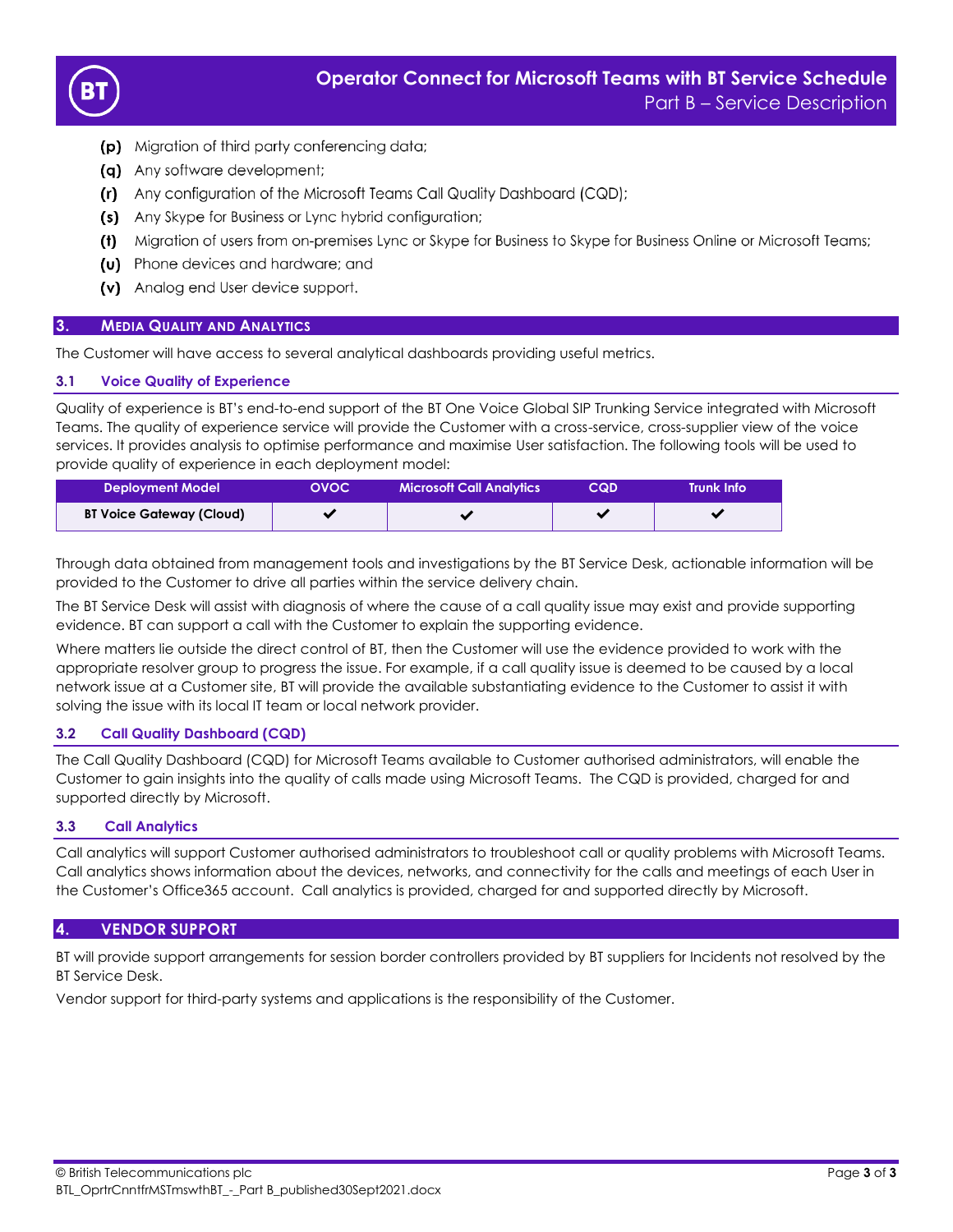(p) Migration of third party conferencing data;

(q) Any software development;

(r) Any configuration of the Microsoft Teams Call Quality Dashboard (CQD);

(s) Any Skype for Business or Lync hybrid configuration;

(t) Migration of users from on-premises Lync or Skype for Business to Skype for Business Online or Microsoft Teams;

(u) Phone devices and hardware; and

(v) Analog end User device support.

## 3. Media Quality and Analytics

The Customer will have access to several analytical dashboards providing useful metrics.

### 3.1 Voice Quality of Experience

Quality of experience is BT's end-to-end support of the BT One Voice Global SIP Trunking Service integrated with Microsoft Teams. The quality of experience service will provide the Customer with a cross-service, cross-supplier view of the voice services. It provides analysis to optimise performance and maximise User satisfaction. The following tools will be used to provide quality of experience in each deployment model:

| Deployment Model | OVOC | Microsoft Call Analytics | CQD | Trunk Info |
|---|---|---|---|---|
| **BT Voice Gateway (Cloud)** | ✔ | ✔ | ✔ | ✔ |

Through data obtained from management tools and investigations by the BT Service Desk, actionable information will be provided to the Customer to drive all parties within the service delivery chain.

The BT Service Desk will assist with diagnosis of where the cause of a call quality issue may exist and provide supporting evidence. BT can support a call with the Customer to explain the supporting evidence.

Where matters lie outside the direct control of BT, then the Customer will use the evidence provided to work with the appropriate resolver group to progress the issue. For example, if a call quality issue is deemed to be caused by a local network issue at a Customer site, BT will provide the available substantiating evidence to the Customer to assist it with solving the issue with its local IT team or local network provider.

### 3.2 Call Quality Dashboard (CQD)

The Call Quality Dashboard (CQD) for Microsoft Teams available to Customer authorised administrators, will enable the Customer to gain insights into the quality of calls made using Microsoft Teams. The CQD is provided, charged for and supported directly by Microsoft.

### 3.3 Call Analytics

Call analytics will support Customer authorised administrators to troubleshoot call or quality problems with Microsoft Teams. Call analytics shows information about the devices, networks, and connectivity for the calls and meetings of each User in the Customer's Office365 account. Call analytics is provided, charged for and supported directly by Microsoft.

## 4. VENDOR SUPPORT

BT will provide support arrangements for session border controllers provided by BT suppliers for Incidents not resolved by the BT Service Desk.

Vendor support for third-party systems and applications is the responsibility of the Customer.